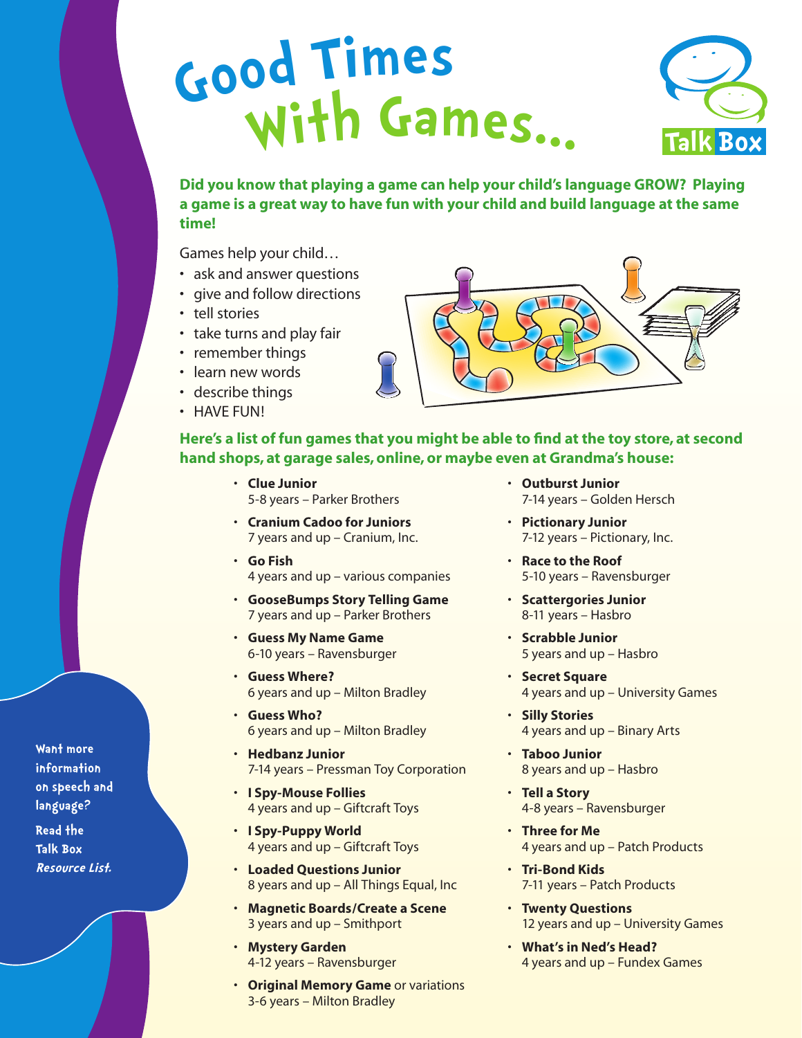# Good Times With Games...

Talk Box

**Did you know that playing a game can help your child's language GROW? Playing a game is a great way to have fun with your child and build language at the same time!**

Games help your child…

- ask and answer questions
- give and follow directions
- tell stories
- take turns and play fair
- remember things
- learn new words
- describe things
- HAVE FUN!

**Here's a list of fun games that you might be able to find at the toy store, at second hand shops, at garage sales, online, or maybe even at Grandma's house:**

- **Clue Junior**
  5-8 years – Parker Brothers
- **Cranium Cadoo for Juniors**
  7 years and up – Cranium, Inc.
- **Go Fish**
  4 years and up – various companies
- **GooseBumps Story Telling Game**
  7 years and up – Parker Brothers
- **Guess My Name Game**
  6-10 years – Ravensburger
- **Guess Where?**
  6 years and up – Milton Bradley
- **Guess Who?**
  6 years and up – Milton Bradley
- **Hedbanz Junior**
  7-14 years – Pressman Toy Corporation
- **I Spy-Mouse Follies**
  4 years and up – Giftcraft Toys
- **I Spy-Puppy World**
  4 years and up – Giftcraft Toys
- **Loaded Questions Junior**
  8 years and up – All Things Equal, Inc
- **Magnetic Boards/Create a Scene**
  3 years and up – Smithport
- **Mystery Garden**
  4-12 years – Ravensburger
- **Original Memory Game** or variations
  3-6 years – Milton Bradley
- **Outburst Junior**
  7-14 years – Golden Hersch
- **Pictionary Junior**
  7-12 years – Pictionary, Inc.
- **Race to the Roof**
  5-10 years – Ravensburger
- **Scattergories Junior**
  8-11 years – Hasbro
- **Scrabble Junior**
  5 years and up – Hasbro
- **Secret Square**
  4 years and up – University Games
- **Silly Stories**
  4 years and up – Binary Arts
- **Taboo Junior**
  8 years and up – Hasbro
- **Tell a Story**
  4-8 years – Ravensburger
- **Three for Me**
  4 years and up – Patch Products
- **Tri-Bond Kids**
  7-11 years – Patch Products
- **Twenty Questions**
  12 years and up – University Games
- **What's in Ned's Head?**
  4 years and up – Fundex Games

Want more information on speech and language?

Read the Talk Box *Resource List.*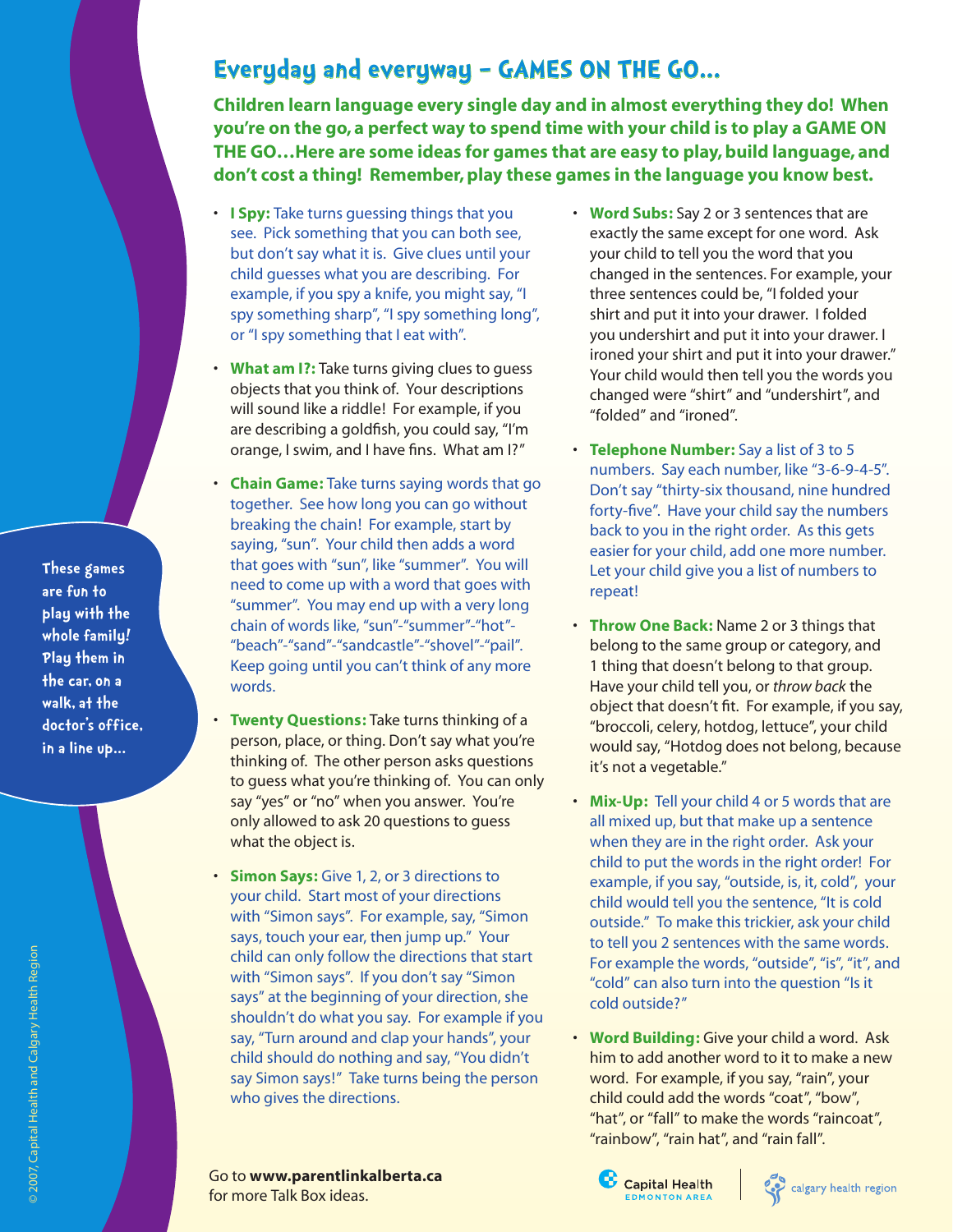# Everyday and everyway – GAMES ON THE GO…

**Children learn language every single day and in almost everything they do! When you're on the go, a perfect way to spend time with your child is to play a GAME ON THE GO…Here are some ideas for games that are easy to play, build language, and don't cost a thing! Remember, play these games in the language you know best.**

These games are fun to play with the whole family! Play them in the car, on a walk, at the doctor's office, in a line up…

- **I Spy:** Take turns guessing things that you see. Pick something that you can both see, but don't say what it is. Give clues until your child guesses what you are describing. For example, if you spy a knife, you might say, "I spy something sharp", "I spy something long", or "I spy something that I eat with".
- **What am I?:** Take turns giving clues to guess objects that you think of. Your descriptions will sound like a riddle! For example, if you are describing a goldfish, you could say, "I'm orange, I swim, and I have fins. What am I?"
- **Chain Game:** Take turns saying words that go together. See how long you can go without breaking the chain! For example, start by saying, "sun". Your child then adds a word that goes with "sun", like "summer". You will need to come up with a word that goes with "summer". You may end up with a very long chain of words like, "sun"-"summer"-"hot"-"beach"-"sand"-"sandcastle"-"shovel"-"pail". Keep going until you can't think of any more words.
- **Twenty Questions:** Take turns thinking of a person, place, or thing. Don't say what you're thinking of. The other person asks questions to guess what you're thinking of. You can only say "yes" or "no" when you answer. You're only allowed to ask 20 questions to guess what the object is.
- **Simon Says:** Give 1, 2, or 3 directions to your child. Start most of your directions with "Simon says". For example, say, "Simon says, touch your ear, then jump up." Your child can only follow the directions that start with "Simon says". If you don't say "Simon says" at the beginning of your direction, she shouldn't do what you say. For example if you say, "Turn around and clap your hands", your child should do nothing and say, "You didn't say Simon says!" Take turns being the person who gives the directions.
- **Word Subs:** Say 2 or 3 sentences that are exactly the same except for one word. Ask your child to tell you the word that you changed in the sentences. For example, your three sentences could be, "I folded your shirt and put it into your drawer. I folded you undershirt and put it into your drawer. I ironed your shirt and put it into your drawer." Your child would then tell you the words you changed were "shirt" and "undershirt", and "folded" and "ironed".
- **Telephone Number:** Say a list of 3 to 5 numbers. Say each number, like "3-6-9-4-5". Don't say "thirty-six thousand, nine hundred forty-five". Have your child say the numbers back to you in the right order. As this gets easier for your child, add one more number. Let your child give you a list of numbers to repeat!
- **Throw One Back:** Name 2 or 3 things that belong to the same group or category, and 1 thing that doesn't belong to that group. Have your child tell you, or *throw back* the object that doesn't fit. For example, if you say, "broccoli, celery, hotdog, lettuce", your child would say, "Hotdog does not belong, because it's not a vegetable."
- **Mix-Up:** Tell your child 4 or 5 words that are all mixed up, but that make up a sentence when they are in the right order. Ask your child to put the words in the right order! For example, if you say, "outside, is, it, cold", your child would tell you the sentence, "It is cold outside." To make this trickier, ask your child to tell you 2 sentences with the same words. For example the words, "outside", "is", "it", and "cold" can also turn into the question "Is it cold outside?"
- **Word Building:** Give your child a word. Ask him to add another word to it to make a new word. For example, if you say, "rain", your child could add the words "coat", "bow", "hat", or "fall" to make the words "raincoat", "rainbow", "rain hat", and "rain fall".

Go to **www.parentlinkalberta.ca** for more Talk Box ideas.

© 2007, Capital Health and Calgary Health Region

Capital Health EDMONTON AREA | calgary health region